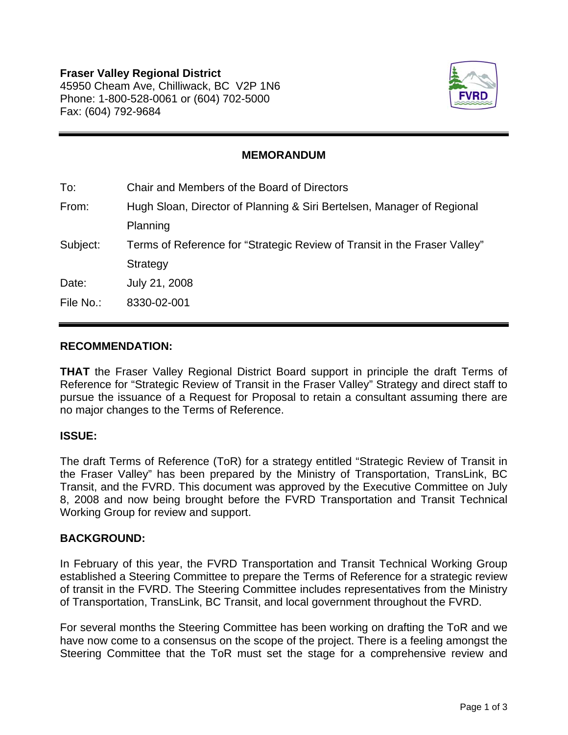**Fraser Valley Regional District**
45950 Cheam Ave, Chilliwack, BC V2P 1N6
Phone: 1-800-528-0061 or (604) 702-5000
Fax: (604) 792-9684

---

## MEMORANDUM

| | |
|---|---|
| To: | Chair and Members of the Board of Directors |
| From: | Hugh Sloan, Director of Planning & Siri Bertelsen, Manager of Regional Planning |
| Subject: | Terms of Reference for "Strategic Review of Transit in the Fraser Valley" Strategy |
| Date: | July 21, 2008 |
| File No.: | 8330-02-001 |

---

### RECOMMENDATION:

**THAT** the Fraser Valley Regional District Board support in principle the draft Terms of Reference for "Strategic Review of Transit in the Fraser Valley" Strategy and direct staff to pursue the issuance of a Request for Proposal to retain a consultant assuming there are no major changes to the Terms of Reference.

### ISSUE:

The draft Terms of Reference (ToR) for a strategy entitled "Strategic Review of Transit in the Fraser Valley" has been prepared by the Ministry of Transportation, TransLink, BC Transit, and the FVRD. This document was approved by the Executive Committee on July 8, 2008 and now being brought before the FVRD Transportation and Transit Technical Working Group for review and support.

### BACKGROUND:

In February of this year, the FVRD Transportation and Transit Technical Working Group established a Steering Committee to prepare the Terms of Reference for a strategic review of transit in the FVRD. The Steering Committee includes representatives from the Ministry of Transportation, TransLink, BC Transit, and local government throughout the FVRD.

For several months the Steering Committee has been working on drafting the ToR and we have now come to a consensus on the scope of the project. There is a feeling amongst the Steering Committee that the ToR must set the stage for a comprehensive review and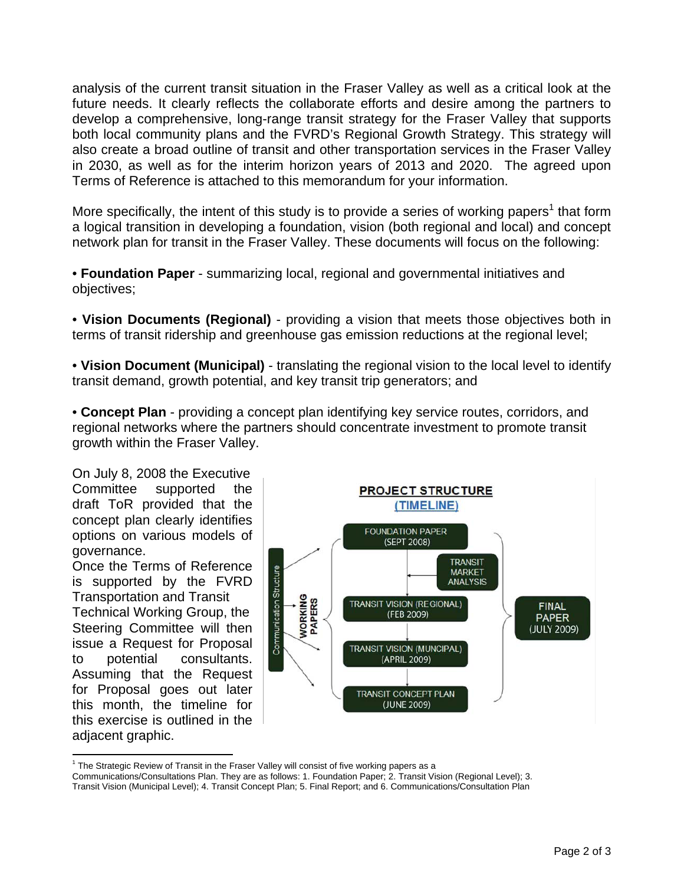analysis of the current transit situation in the Fraser Valley as well as a critical look at the future needs. It clearly reflects the collaborate efforts and desire among the partners to develop a comprehensive, long-range transit strategy for the Fraser Valley that supports both local community plans and the FVRD's Regional Growth Strategy. This strategy will also create a broad outline of transit and other transportation services in the Fraser Valley in 2030, as well as for the interim horizon years of 2013 and 2020. The agreed upon Terms of Reference is attached to this memorandum for your information.

More specifically, the intent of this study is to provide a series of working papers[1] that form a logical transition in developing a foundation, vision (both regional and local) and concept network plan for transit in the Fraser Valley. These documents will focus on the following:

• **Foundation Paper** - summarizing local, regional and governmental initiatives and objectives;

• **Vision Documents (Regional)** - providing a vision that meets those objectives both in terms of transit ridership and greenhouse gas emission reductions at the regional level;

• **Vision Document (Municipal)** - translating the regional vision to the local level to identify transit demand, growth potential, and key transit trip generators; and

• **Concept Plan** - providing a concept plan identifying key service routes, corridors, and regional networks where the partners should concentrate investment to promote transit growth within the Fraser Valley.

On July 8, 2008 the Executive Committee supported the draft ToR provided that the concept plan clearly identifies options on various models of governance.

Once the Terms of Reference is supported by the FVRD Transportation and Transit Technical Working Group, the Steering Committee will then issue a Request for Proposal to potential consultants. Assuming that the Request for Proposal goes out later this month, the timeline for this exercise is outlined in the adjacent graphic.

**PROJECT STRUCTURE**
**(TIMELINE)**

- Communication Structure
- WORKING PAPERS
  - FOUNDATION PAPER (SEPT 2008)
  - TRANSIT MARKET ANALYSIS
  - TRANSIT VISION (REGIONAL) (FEB 2009)
  - TRANSIT VISION (MUNCIPAL) (APRIL 2009)
  - TRANSIT CONCEPT PLAN (JUNE 2009)
- FINAL PAPER (JULY 2009)

---

[1] The Strategic Review of Transit in the Fraser Valley will consist of five working papers as a Communications/Consultations Plan. They are as follows: 1. Foundation Paper; 2. Transit Vision (Regional Level); 3. Transit Vision (Municipal Level); 4. Transit Concept Plan; 5. Final Report; and 6. Communications/Consultation Plan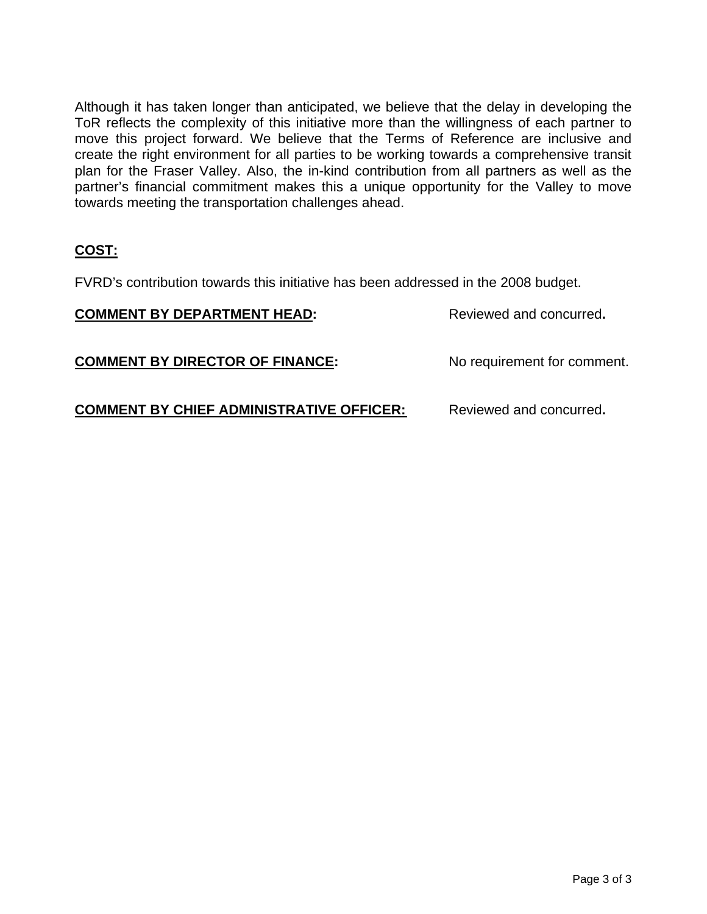Although it has taken longer than anticipated, we believe that the delay in developing the ToR reflects the complexity of this initiative more than the willingness of each partner to move this project forward. We believe that the Terms of Reference are inclusive and create the right environment for all parties to be working towards a comprehensive transit plan for the Fraser Valley. Also, the in-kind contribution from all partners as well as the partner's financial commitment makes this a unique opportunity for the Valley to move towards meeting the transportation challenges ahead.

## COST:

FVRD's contribution towards this initiative has been addressed in the 2008 budget.

**COMMENT BY DEPARTMENT HEAD:** Reviewed and concurred**.**

**COMMENT BY DIRECTOR OF FINANCE:** No requirement for comment.

**COMMENT BY CHIEF ADMINISTRATIVE OFFICER:** Reviewed and concurred**.**